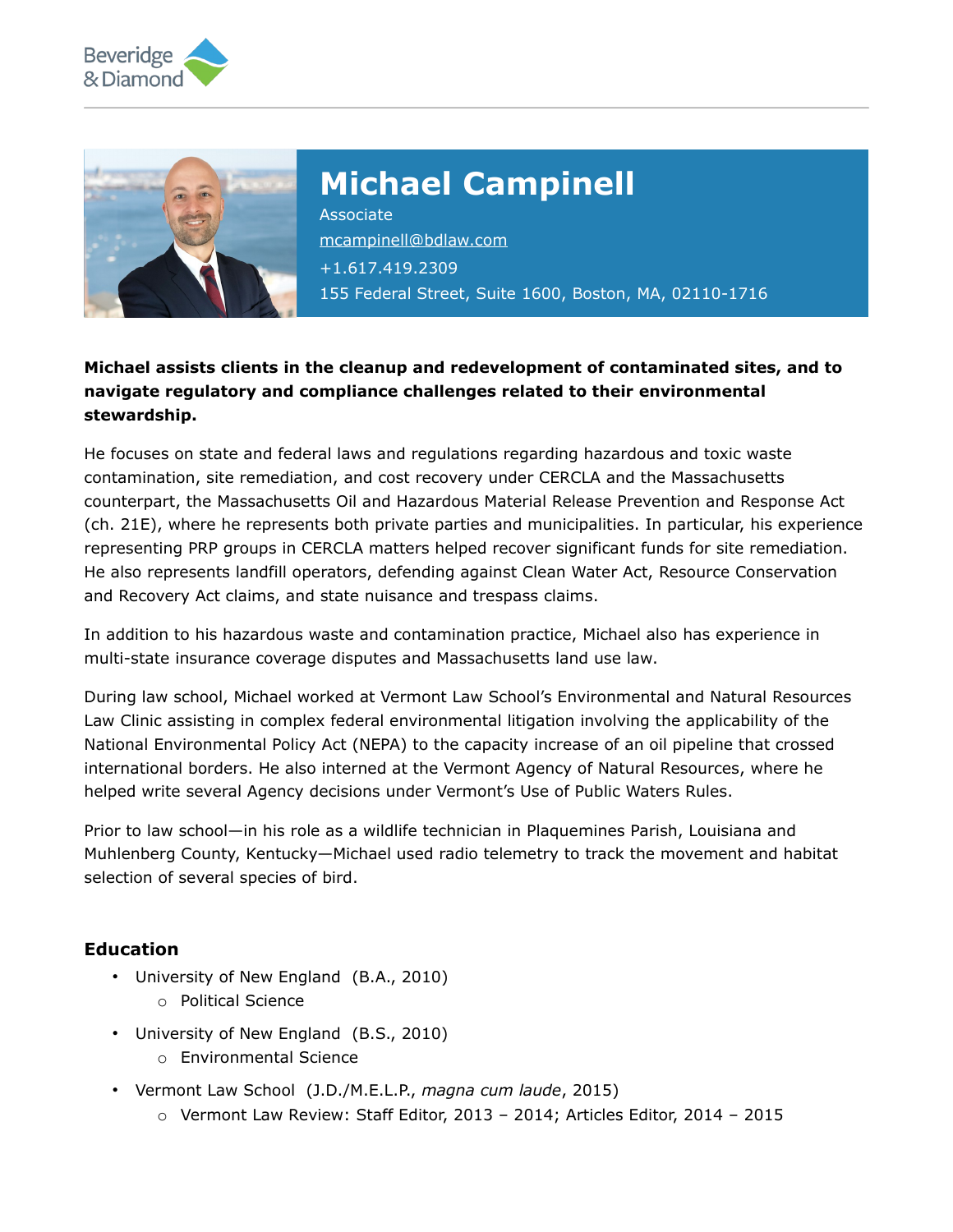Beveridge & Diamond

# Michael Campinell

Associate

mcampinell@bdlaw.com

+1.617.419.2309

155 Federal Street, Suite 1600, Boston, MA, 02110-1716

**Michael assists clients in the cleanup and redevelopment of contaminated sites, and to navigate regulatory and compliance challenges related to their environmental stewardship.**

He focuses on state and federal laws and regulations regarding hazardous and toxic waste contamination, site remediation, and cost recovery under CERCLA and the Massachusetts counterpart, the Massachusetts Oil and Hazardous Material Release Prevention and Response Act (ch. 21E), where he represents both private parties and municipalities. In particular, his experience representing PRP groups in CERCLA matters helped recover significant funds for site remediation. He also represents landfill operators, defending against Clean Water Act, Resource Conservation and Recovery Act claims, and state nuisance and trespass claims.

In addition to his hazardous waste and contamination practice, Michael also has experience in multi-state insurance coverage disputes and Massachusetts land use law.

During law school, Michael worked at Vermont Law School's Environmental and Natural Resources Law Clinic assisting in complex federal environmental litigation involving the applicability of the National Environmental Policy Act (NEPA) to the capacity increase of an oil pipeline that crossed international borders. He also interned at the Vermont Agency of Natural Resources, where he helped write several Agency decisions under Vermont's Use of Public Waters Rules.

Prior to law school—in his role as a wildlife technician in Plaquemines Parish, Louisiana and Muhlenberg County, Kentucky—Michael used radio telemetry to track the movement and habitat selection of several species of bird.

## Education

- University of New England (B.A., 2010)
  - Political Science
- University of New England (B.S., 2010)
  - Environmental Science
- Vermont Law School (J.D./M.E.L.P., *magna cum laude*, 2015)
  - Vermont Law Review: Staff Editor, 2013 – 2014; Articles Editor, 2014 – 2015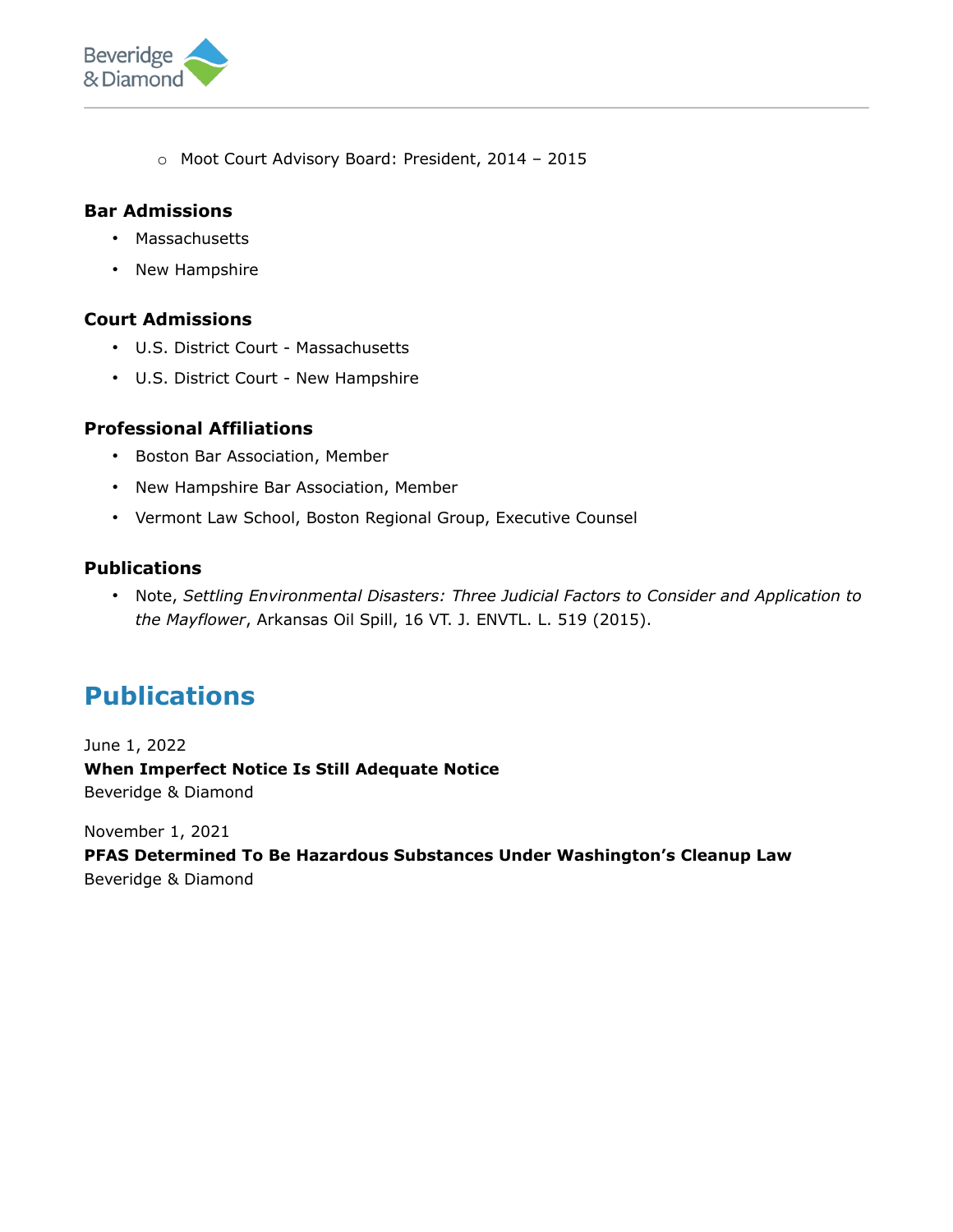- Moot Court Advisory Board: President, 2014 – 2015

### Bar Admissions

- Massachusetts
- New Hampshire

### Court Admissions

- U.S. District Court - Massachusetts
- U.S. District Court - New Hampshire

### Professional Affiliations

- Boston Bar Association, Member
- New Hampshire Bar Association, Member
- Vermont Law School, Boston Regional Group, Executive Counsel

### Publications

- Note, *Settling Environmental Disasters: Three Judicial Factors to Consider and Application to the Mayflower*, Arkansas Oil Spill, 16 VT. J. ENVTL. L. 519 (2015).

## Publications

June 1, 2022
**When Imperfect Notice Is Still Adequate Notice**
Beveridge & Diamond

November 1, 2021
**PFAS Determined To Be Hazardous Substances Under Washington's Cleanup Law**
Beveridge & Diamond